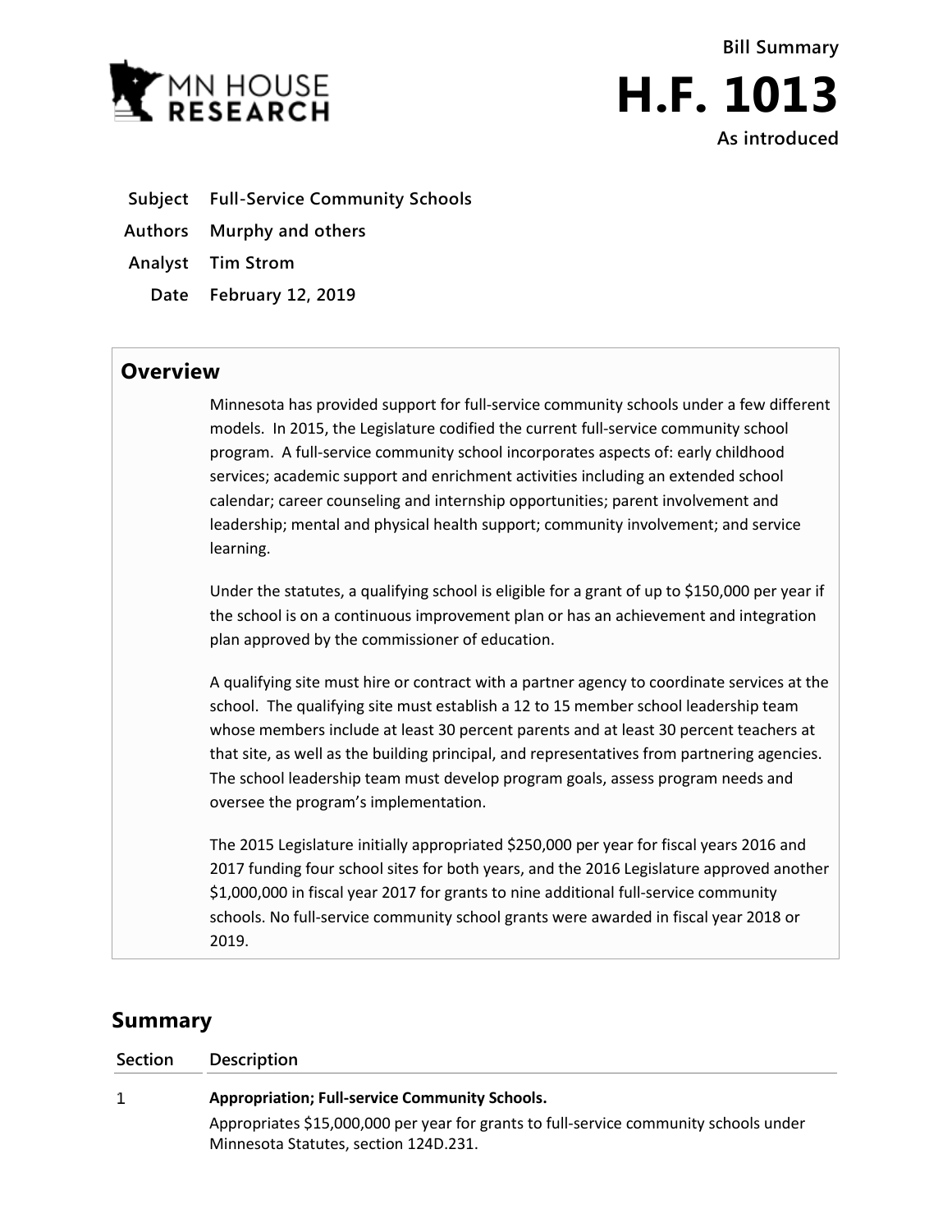MN HOUSE RESEARCH

Bill Summary

# H.F. 1013

As introduced

**Subject** Full-Service Community Schools

**Authors** Murphy and others

**Analyst** Tim Strom

**Date** February 12, 2019

## Overview

Minnesota has provided support for full-service community schools under a few different models. In 2015, the Legislature codified the current full-service community school program. A full-service community school incorporates aspects of: early childhood services; academic support and enrichment activities including an extended school calendar; career counseling and internship opportunities; parent involvement and leadership; mental and physical health support; community involvement; and service learning.

Under the statutes, a qualifying school is eligible for a grant of up to $150,000 per year if the school is on a continuous improvement plan or has an achievement and integration plan approved by the commissioner of education.

A qualifying site must hire or contract with a partner agency to coordinate services at the school. The qualifying site must establish a 12 to 15 member school leadership team whose members include at least 30 percent parents and at least 30 percent teachers at that site, as well as the building principal, and representatives from partnering agencies. The school leadership team must develop program goals, assess program needs and oversee the program's implementation.

The 2015 Legislature initially appropriated $250,000 per year for fiscal years 2016 and 2017 funding four school sites for both years, and the 2016 Legislature approved another $1,000,000 in fiscal year 2017 for grants to nine additional full-service community schools. No full-service community school grants were awarded in fiscal year 2018 or 2019.

## Summary

| Section | Description |
|---|---|
| 1 | **Appropriation; Full-service Community Schools.** Appropriates $15,000,000 per year for grants to full-service community schools under Minnesota Statutes, section 124D.231. |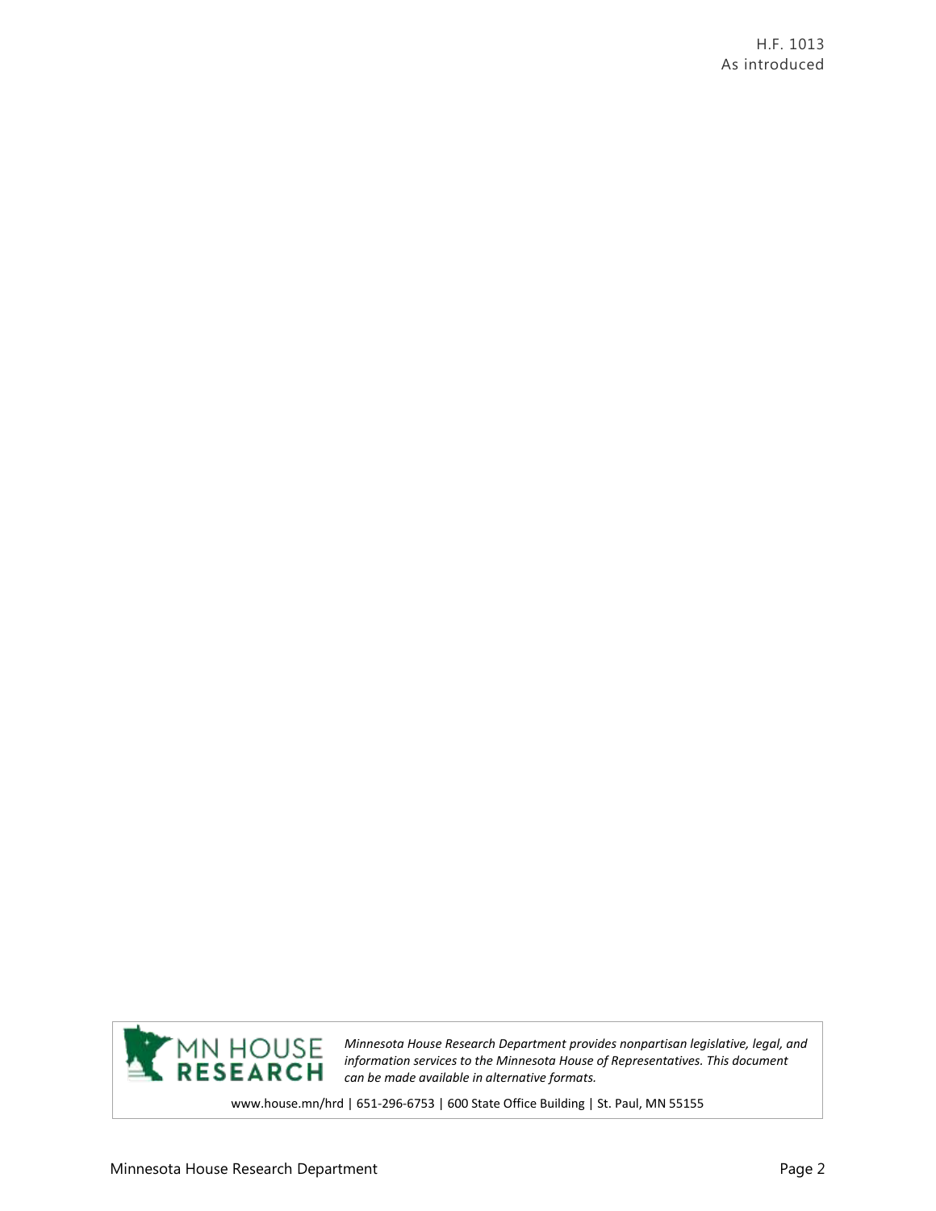MN HOUSE RESEARCH

*Minnesota House Research Department provides nonpartisan legislative, legal, and information services to the Minnesota House of Representatives. This document can be made available in alternative formats.*

www.house.mn/hrd | 651-296-6753 | 600 State Office Building | St. Paul, MN 55155